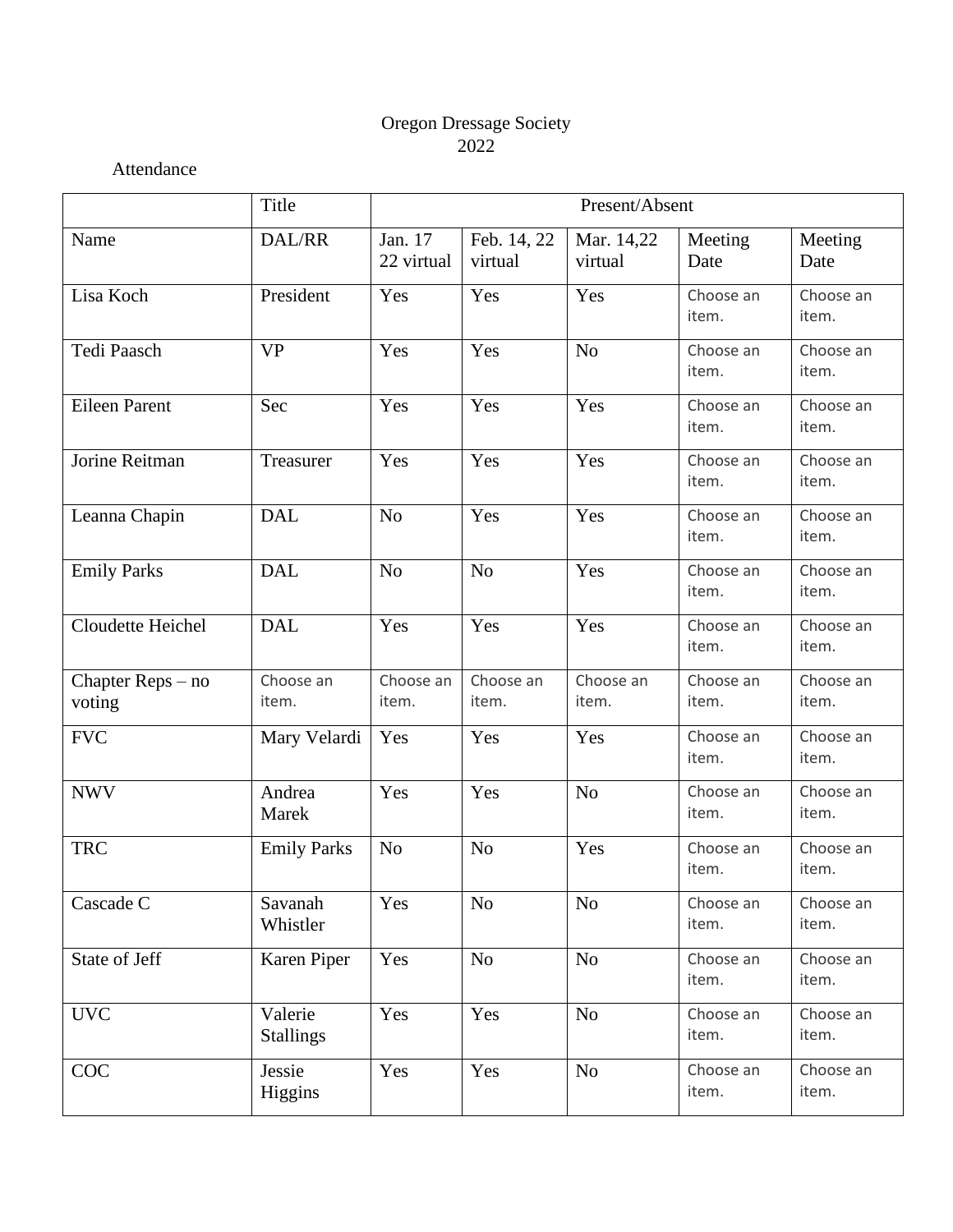Oregon Dressage Society
2022

Attendance

| | Title | Present/Absent | | | | |
|---|---|---|---|---|---|---|
| Name | DAL/RR | Jan. 17 22 virtual | Feb. 14, 22 virtual | Mar. 14,22 virtual | Meeting Date | Meeting Date |
| Lisa Koch | President | Yes | Yes | Yes | Choose an item. | Choose an item. |
| Tedi Paasch | VP | Yes | Yes | No | Choose an item. | Choose an item. |
| Eileen Parent | Sec | Yes | Yes | Yes | Choose an item. | Choose an item. |
| Jorine Reitman | Treasurer | Yes | Yes | Yes | Choose an item. | Choose an item. |
| Leanna Chapin | DAL | No | Yes | Yes | Choose an item. | Choose an item. |
| Emily Parks | DAL | No | No | Yes | Choose an item. | Choose an item. |
| Cloudette Heichel | DAL | Yes | Yes | Yes | Choose an item. | Choose an item. |
| Chapter Reps – no voting | Choose an item. | Choose an item. | Choose an item. | Choose an item. | Choose an item. | Choose an item. |
| FVC | Mary Velardi | Yes | Yes | Yes | Choose an item. | Choose an item. |
| NWV | Andrea Marek | Yes | Yes | No | Choose an item. | Choose an item. |
| TRC | Emily Parks | No | No | Yes | Choose an item. | Choose an item. |
| Cascade C | Savanah Whistler | Yes | No | No | Choose an item. | Choose an item. |
| State of Jeff | Karen Piper | Yes | No | No | Choose an item. | Choose an item. |
| UVC | Valerie Stallings | Yes | Yes | No | Choose an item. | Choose an item. |
| COC | Jessie Higgins | Yes | Yes | No | Choose an item. | Choose an item. |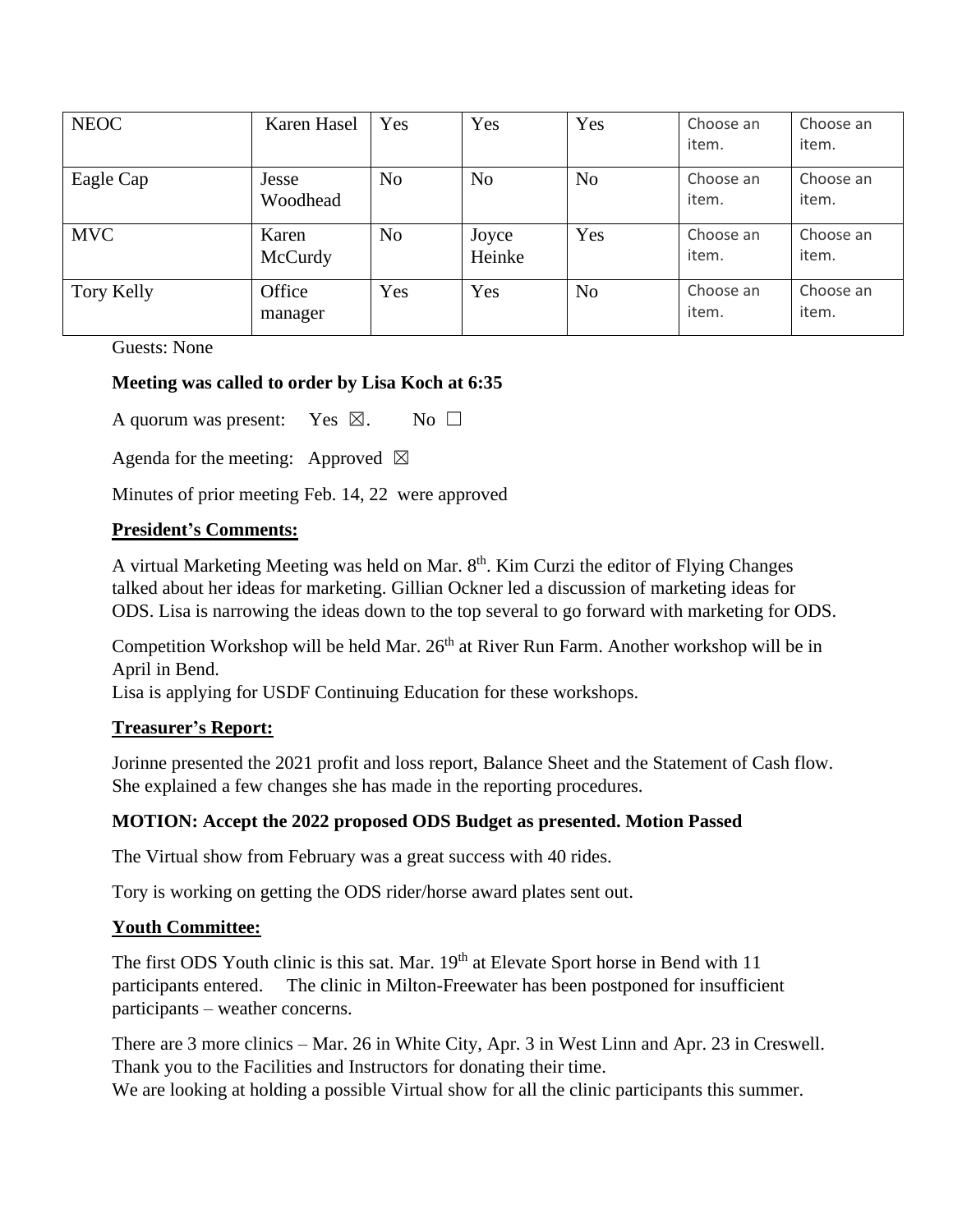| NEOC | Karen Hasel | Yes | Yes | Yes | Choose an item. | Choose an item. |
|---|---|---|---|---|---|---|
| Eagle Cap | Jesse Woodhead | No | No | No | Choose an item. | Choose an item. |
| MVC | Karen McCurdy | No | Joyce Heinke | Yes | Choose an item. | Choose an item. |
| Tory Kelly | Office manager | Yes | Yes | No | Choose an item. | Choose an item. |

Guests: None

**Meeting was called to order by Lisa Koch at 6:35**

A quorum was present: Yes ☒. No ☐

Agenda for the meeting: Approved ☒

Minutes of prior meeting Feb. 14, 22 were approved

**President's Comments:**

A virtual Marketing Meeting was held on Mar. 8th. Kim Curzi the editor of Flying Changes talked about her ideas for marketing. Gillian Ockner led a discussion of marketing ideas for ODS. Lisa is narrowing the ideas down to the top several to go forward with marketing for ODS.

Competition Workshop will be held Mar. 26th at River Run Farm. Another workshop will be in April in Bend.
Lisa is applying for USDF Continuing Education for these workshops.

**Treasurer's Report:**

Jorinne presented the 2021 profit and loss report, Balance Sheet and the Statement of Cash flow. She explained a few changes she has made in the reporting procedures.

**MOTION: Accept the 2022 proposed ODS Budget as presented. Motion Passed**

The Virtual show from February was a great success with 40 rides.

Tory is working on getting the ODS rider/horse award plates sent out.

**Youth Committee:**

The first ODS Youth clinic is this sat. Mar. 19th at Elevate Sport horse in Bend with 11 participants entered. The clinic in Milton-Freewater has been postponed for insufficient participants – weather concerns.

There are 3 more clinics – Mar. 26 in White City, Apr. 3 in West Linn and Apr. 23 in Creswell. Thank you to the Facilities and Instructors for donating their time.
We are looking at holding a possible Virtual show for all the clinic participants this summer.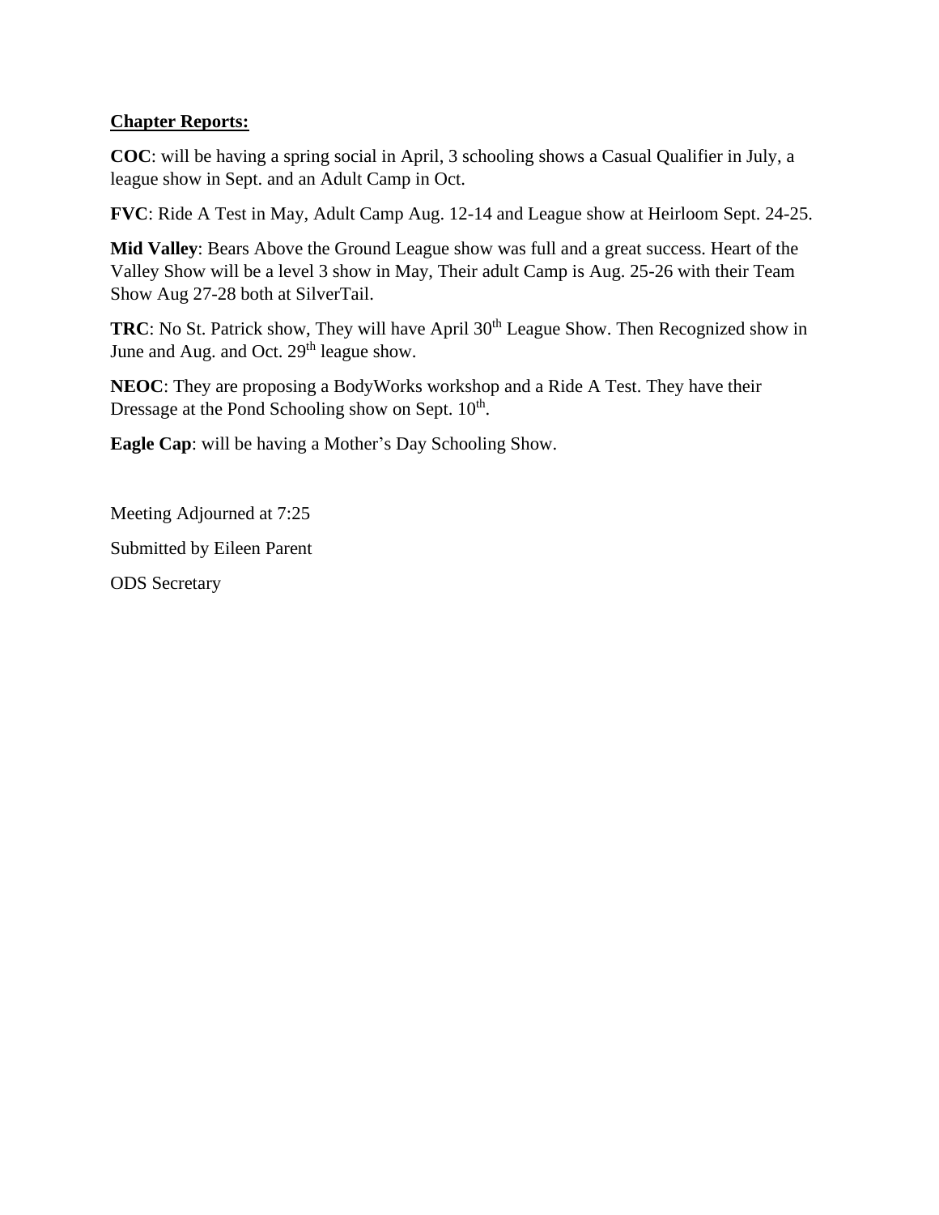**Chapter Reports:**

**COC**: will be having a spring social in April, 3 schooling shows a Casual Qualifier in July, a league show in Sept. and an Adult Camp in Oct.

**FVC**: Ride A Test in May, Adult Camp Aug. 12-14 and League show at Heirloom Sept. 24-25.

**Mid Valley**: Bears Above the Ground League show was full and a great success. Heart of the Valley Show will be a level 3 show in May, Their adult Camp is Aug. 25-26 with their Team Show Aug 27-28 both at SilverTail.

**TRC**: No St. Patrick show, They will have April 30th League Show. Then Recognized show in June and Aug. and Oct. 29th league show.

**NEOC**: They are proposing a BodyWorks workshop and a Ride A Test. They have their Dressage at the Pond Schooling show on Sept. 10th.

**Eagle Cap**: will be having a Mother's Day Schooling Show.

Meeting Adjourned at 7:25

Submitted by Eileen Parent

ODS Secretary